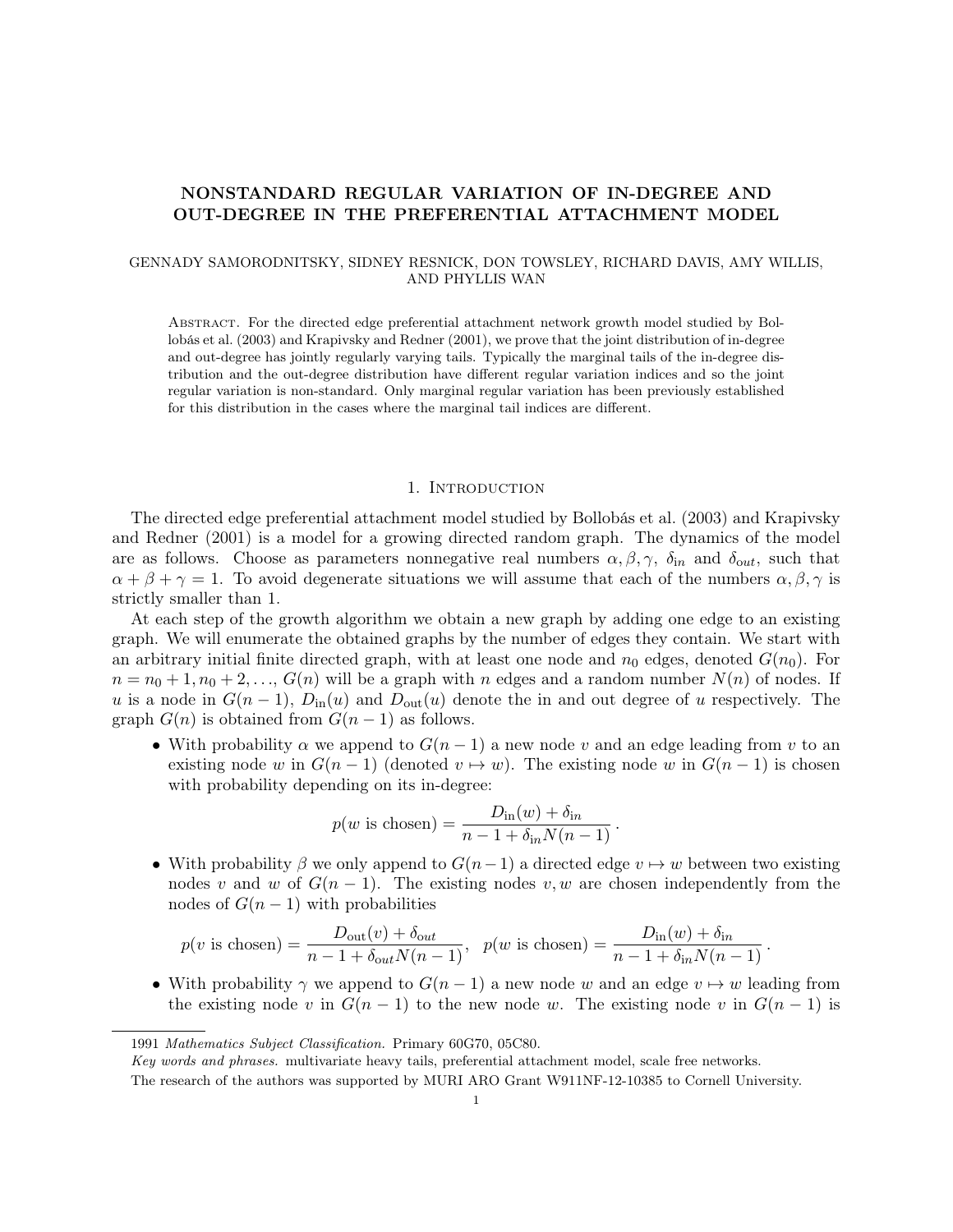# NONSTANDARD REGULAR VARIATION OF IN-DEGREE AND OUT-DEGREE IN THE PREFERENTIAL ATTACHMENT MODEL

GENNADY SAMORODNITSKY, SIDNEY RESNICK, DON TOWSLEY, RICHARD DAVIS, AMY WILLIS, AND PHYLLIS WAN

Abstract. For the directed edge preferential attachment network growth model studied by Bollobás et al. (2003) and Krapivsky and Redner (2001), we prove that the joint distribution of in-degree and out-degree has jointly regularly varying tails. Typically the marginal tails of the in-degree distribution and the out-degree distribution have different regular variation indices and so the joint regular variation is non-standard. Only marginal regular variation has been previously established for this distribution in the cases where the marginal tail indices are different.

## 1. Introduction

The directed edge preferential attachment model studied by Bollobás et al. (2003) and Krapivsky and Redner (2001) is a model for a growing directed random graph. The dynamics of the model are as follows. Choose as parameters nonnegative real numbers $\alpha, \beta, \gamma$, $\delta_{\text{in}}$ and $\delta_{out}$, such that $\alpha + \beta + \gamma = 1$. To avoid degenerate situations we will assume that each of the numbers $\alpha, \beta, \gamma$ is strictly smaller than 1.

At each step of the growth algorithm we obtain a new graph by adding one edge to an existing graph. We will enumerate the obtained graphs by the number of edges they contain. We start with an arbitrary initial finite directed graph, with at least one node and $n_0$ edges, denoted $G(n_0)$. For $n = n_0 + 1, n_0 + 2, \ldots$, $G(n)$ will be a graph with $n$ edges and a random number $N(n)$ of nodes. If $u$ is a node in $G(n-1)$, $D_{\text{in}}(u)$ and $D_{\text{out}}(u)$ denote the in and out degree of $u$ respectively. The graph $G(n)$ is obtained from $G(n-1)$ as follows.

- With probability $\alpha$ we append to $G(n-1)$ a new node $v$ and an edge leading from $v$ to an existing node $w$ in $G(n-1)$ (denoted $v \mapsto w$). The existing node $w$ in $G(n-1)$ is chosen with probability depending on its in-degree:
$$p(w \text{ is chosen}) = \frac{D_{\text{in}}(w) + \delta_{\text{in}}}{n - 1 + \delta_{\text{in}} N(n-1)} \,.$$
- With probability $\beta$ we only append to $G(n-1)$ a directed edge $v \mapsto w$ between two existing nodes $v$ and $w$ of $G(n-1)$. The existing nodes $v, w$ are chosen independently from the nodes of $G(n-1)$ with probabilities
$$p(v \text{ is chosen}) = \frac{D_{\text{out}}(v) + \delta_{out}}{n - 1 + \delta_{\text{out}} N(n-1)}, \quad p(w \text{ is chosen}) = \frac{D_{\text{in}}(w) + \delta_{\text{in}}}{n - 1 + \delta_{\text{in}} N(n-1)} \,.$$
- With probability $\gamma$ we append to $G(n-1)$ a new node $w$ and an edge $v \mapsto w$ leading from the existing node $v$ in $G(n-1)$ to the new node $w$. The existing node $v$ in $G(n-1)$ is

1991 *Mathematics Subject Classification.* Primary 60G70, 05C80.

*Key words and phrases.* multivariate heavy tails, preferential attachment model, scale free networks.

The research of the authors was supported by MURI ARO Grant W911NF-12-10385 to Cornell University.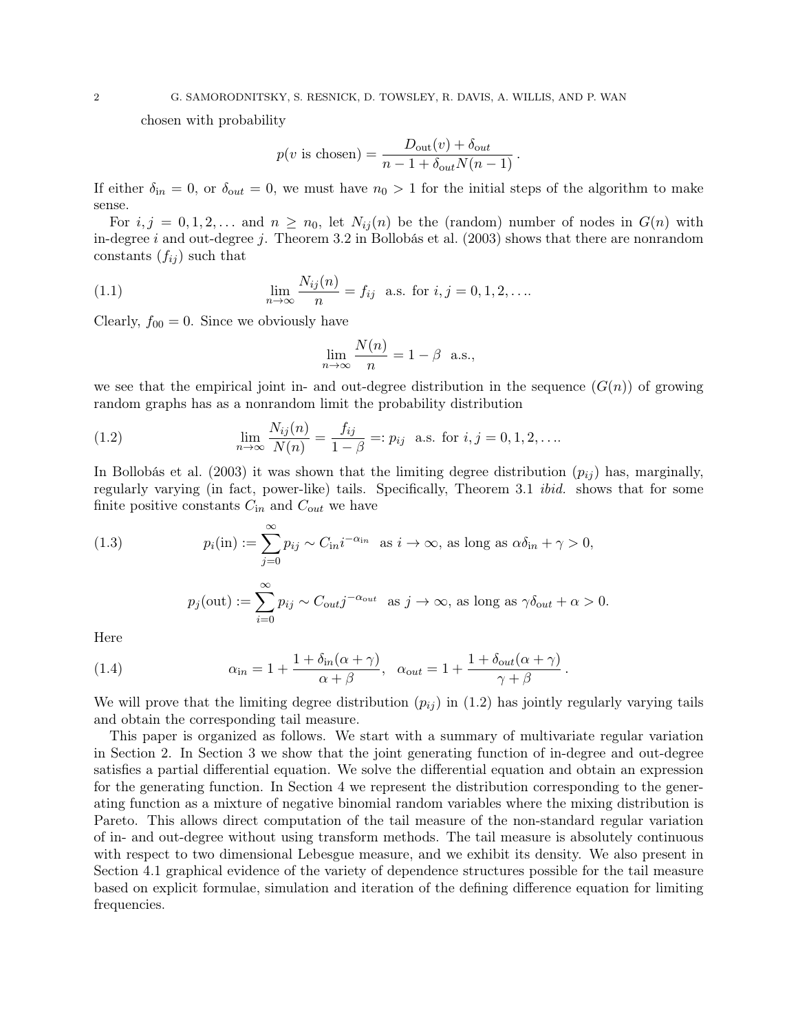chosen with probability

$$p(v \text{ is chosen}) = \frac{D_{\text{out}}(v) + \delta_{out}}{n - 1 + \delta_{\text{out}} N(n-1)} \,.$$

If either $\delta_{\text{in}} = 0$, or $\delta_{out} = 0$, we must have $n_0 > 1$ for the initial steps of the algorithm to make sense.

For $i, j = 0, 1, 2, \ldots$ and $n \geq n_0$, let $N_{ij}(n)$ be the (random) number of nodes in $G(n)$ with in-degree $i$ and out-degree $j$. Theorem 3.2 in Bollobás et al. (2003) shows that there are nonrandom constants $(f_{ij})$ such that

$$\lim_{n\to\infty} \frac{N_{ij}(n)}{n} = f_{ij} \quad \text{a.s. for } i, j = 0, 1, 2, \ldots. \tag{1.1}$$

Clearly, $f_{00} = 0$. Since we obviously have

$$\lim_{n\to\infty} \frac{N(n)}{n} = 1 - \beta \quad \text{a.s.},$$

we see that the empirical joint in- and out-degree distribution in the sequence $(G(n))$ of growing random graphs has as a nonrandom limit the probability distribution

$$\lim_{n\to\infty} \frac{N_{ij}(n)}{N(n)} = \frac{f_{ij}}{1-\beta} =: p_{ij} \quad \text{a.s. for } i, j = 0, 1, 2, \ldots. \tag{1.2}$$

In Bollobás et al. (2003) it was shown that the limiting degree distribution $(p_{ij})$ has, marginally, regularly varying (in fact, power-like) tails. Specifically, Theorem 3.1 *ibid.* shows that for some finite positive constants $C_{\text{in}}$ and $C_{out}$ we have

$$p_i(\text{in}) := \sum_{j=0}^{\infty} p_{ij} \sim C_{\text{in}} i^{-\alpha_{\text{in}}} \quad \text{as } i \to \infty, \text{ as long as } \alpha\delta_{\text{in}} + \gamma > 0, \tag{1.3}$$

$$p_j(\text{out}) := \sum_{i=0}^{\infty} p_{ij} \sim C_{\text{out}} j^{-\alpha_{\text{out}}} \quad \text{as } j \to \infty, \text{ as long as } \gamma\delta_{out} + \alpha > 0.$$

Here

$$\alpha_{\text{in}} = 1 + \frac{1 + \delta_{\text{in}}(\alpha + \gamma)}{\alpha + \beta}, \quad \alpha_{\text{out}} = 1 + \frac{1 + \delta_{out}(\alpha + \gamma)}{\gamma + \beta} \,. \tag{1.4}$$

We will prove that the limiting degree distribution $(p_{ij})$ in (1.2) has jointly regularly varying tails and obtain the corresponding tail measure.

This paper is organized as follows. We start with a summary of multivariate regular variation in Section 2. In Section 3 we show that the joint generating function of in-degree and out-degree satisfies a partial differential equation. We solve the differential equation and obtain an expression for the generating function. In Section 4 we represent the distribution corresponding to the generating function as a mixture of negative binomial random variables where the mixing distribution is Pareto. This allows direct computation of the tail measure of the non-standard regular variation of in- and out-degree without using transform methods. The tail measure is absolutely continuous with respect to two dimensional Lebesgue measure, and we exhibit its density. We also present in Section 4.1 graphical evidence of the variety of dependence structures possible for the tail measure based on explicit formulae, simulation and iteration of the defining difference equation for limiting frequencies.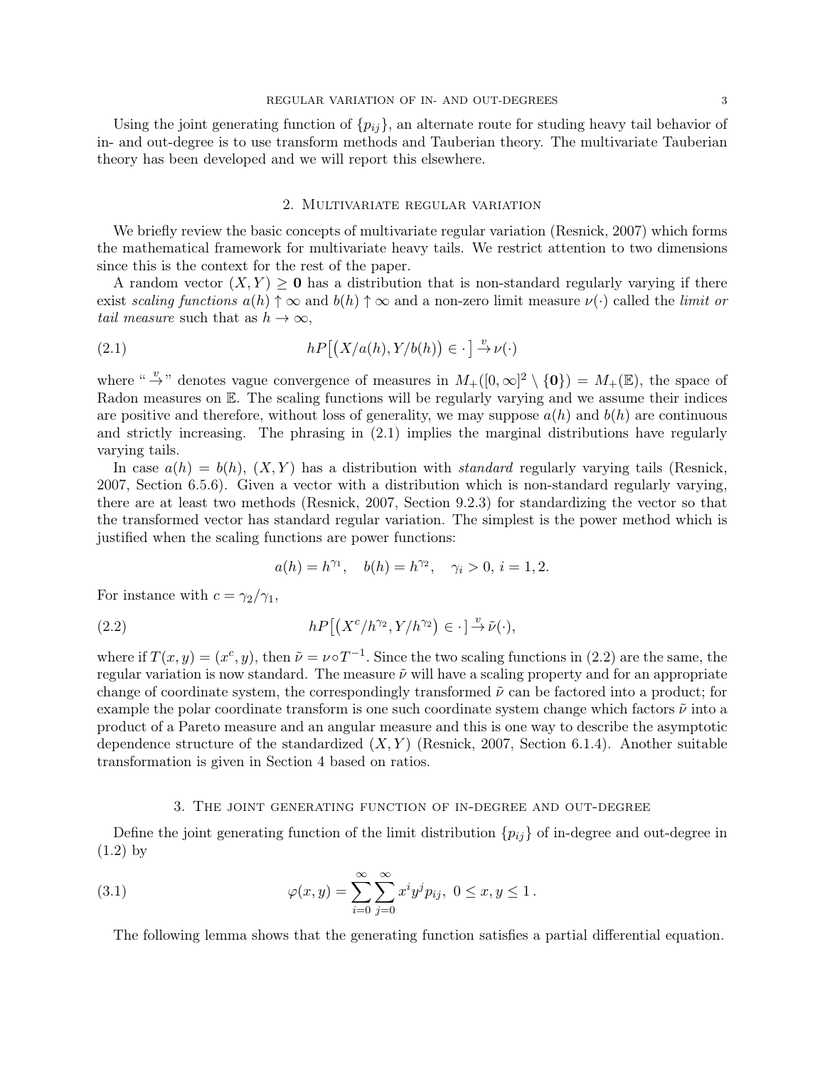Using the joint generating function of $\{p_{ij}\}$, an alternate route for studing heavy tail behavior of in- and out-degree is to use transform methods and Tauberian theory. The multivariate Tauberian theory has been developed and we will report this elsewhere.

## 2. Multivariate regular variation

We briefly review the basic concepts of multivariate regular variation (Resnick, 2007) which forms the mathematical framework for multivariate heavy tails. We restrict attention to two dimensions since this is the context for the rest of the paper.

A random vector $(X, Y) \geq \mathbf{0}$ has a distribution that is non-standard regularly varying if there exist *scaling functions* $a(h) \uparrow \infty$ and $b(h) \uparrow \infty$ and a non-zero limit measure $\nu(\cdot)$ called the *limit or tail measure* such that as $h \to \infty$,

$$hP\big[\big(X/a(h), Y/b(h)\big) \in \cdot\,\big] \stackrel{v}{\to} \nu(\cdot) \tag{2.1}$$

where "$\stackrel{v}{\to}$" denotes vague convergence of measures in $M_+([0,\infty]^2 \setminus \{\mathbf{0}\}) = M_+(\mathbb{E})$, the space of Radon measures on $\mathbb{E}$. The scaling functions will be regularly varying and we assume their indices are positive and therefore, without loss of generality, we may suppose $a(h)$ and $b(h)$ are continuous and strictly increasing. The phrasing in (2.1) implies the marginal distributions have regularly varying tails.

In case $a(h) = b(h)$, $(X, Y)$ has a distribution with *standard* regularly varying tails (Resnick, 2007, Section 6.5.6). Given a vector with a distribution which is non-standard regularly varying, there are at least two methods (Resnick, 2007, Section 9.2.3) for standardizing the vector so that the transformed vector has standard regular variation. The simplest is the power method which is justified when the scaling functions are power functions:

$$a(h) = h^{\gamma_1}, \quad b(h) = h^{\gamma_2}, \quad \gamma_i > 0,\ i = 1, 2.$$

For instance with $c = \gamma_2/\gamma_1$,

$$hP\big[\big(X^c/h^{\gamma_2}, Y/h^{\gamma_2}\big) \in \cdot\,\big] \stackrel{v}{\to} \tilde{\nu}(\cdot), \tag{2.2}$$

where if $T(x, y) = (x^c, y)$, then $\tilde{\nu} = \nu \circ T^{-1}$. Since the two scaling functions in (2.2) are the same, the regular variation is now standard. The measure $\tilde{\nu}$ will have a scaling property and for an appropriate change of coordinate system, the correspondingly transformed $\tilde{\nu}$ can be factored into a product; for example the polar coordinate transform is one such coordinate system change which factors $\tilde{\nu}$ into a product of a Pareto measure and an angular measure and this is one way to describe the asymptotic dependence structure of the standardized $(X, Y)$ (Resnick, 2007, Section 6.1.4). Another suitable transformation is given in Section 4 based on ratios.

## 3. The joint generating function of in-degree and out-degree

Define the joint generating function of the limit distribution $\{p_{ij}\}$ of in-degree and out-degree in (1.2) by

$$\varphi(x, y) = \sum_{i=0}^{\infty} \sum_{j=0}^{\infty} x^i y^j p_{ij},\ 0 \leq x, y \leq 1\,. \tag{3.1}$$

The following lemma shows that the generating function satisfies a partial differential equation.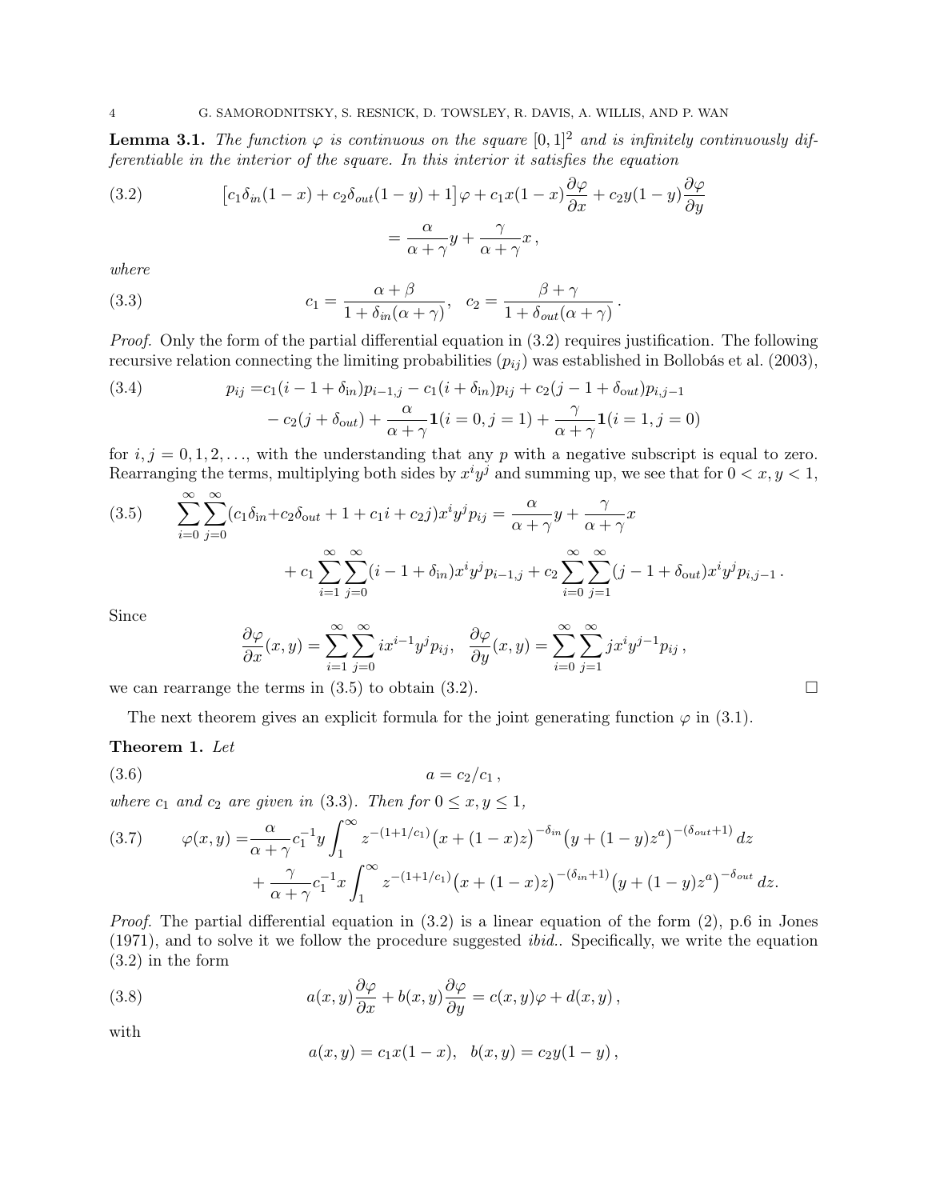**Lemma 3.1.** *The function $\varphi$ is continuous on the square $[0,1]^2$ and is infinitely continuously differentiable in the interior of the square. In this interior it satisfies the equation*

$$
\big[c_1\delta_{in}(1-x)+c_2\delta_{out}(1-y)+1\big]\varphi + c_1 x(1-x)\frac{\partial \varphi}{\partial x} + c_2 y(1-y)\frac{\partial \varphi}{\partial y} = \frac{\alpha}{\alpha+\gamma}y + \frac{\gamma}{\alpha+\gamma}x\,, \tag{3.2}
$$

*where*

$$
c_1 = \frac{\alpha+\beta}{1+\delta_{in}(\alpha+\gamma)}, \quad c_2 = \frac{\beta+\gamma}{1+\delta_{out}(\alpha+\gamma)}\,. \tag{3.3}
$$

*Proof.* Only the form of the partial differential equation in (3.2) requires justification. The following recursive relation connecting the limiting probabilities $(p_{ij})$ was established in Bollobás et al. (2003),

$$
\begin{aligned}
p_{ij} =& c_1(i-1+\delta_{\rm in})p_{i-1,j} - c_1(i+\delta_{\rm in})p_{ij} + c_2(j-1+\delta_{\rm out})p_{i,j-1} \\
& - c_2(j+\delta_{\rm out}) + \frac{\alpha}{\alpha+\gamma}\mathbf{1}(i=0, j=1) + \frac{\gamma}{\alpha+\gamma}\mathbf{1}(i=1, j=0)
\end{aligned} \tag{3.4}
$$

for $i,j = 0,1,2,\ldots$, with the understanding that any $p$ with a negative subscript is equal to zero. Rearranging the terms, multiplying both sides by $x^i y^j$ and summing up, we see that for $0<x,y<1$,

$$
\begin{aligned}
\sum_{i=0}^\infty\sum_{j=0}^\infty (c_1\delta_{\rm in}+c_2\delta_{\rm out}+1+c_1 i + c_2 j)x^i y^j p_{ij} =& \frac{\alpha}{\alpha+\gamma}y + \frac{\gamma}{\alpha+\gamma}x \\
&+ c_1\sum_{i=1}^\infty\sum_{j=0}^\infty (i-1+\delta_{\rm in})x^i y^j p_{i-1,j} + c_2\sum_{i=0}^\infty\sum_{j=1}^\infty (j-1+\delta_{\rm out})x^i y^j p_{i,j-1}\,.
\end{aligned} \tag{3.5}
$$

Since

$$
\frac{\partial \varphi}{\partial x}(x,y) = \sum_{i=1}^\infty\sum_{j=0}^\infty i x^{i-1}y^j p_{ij}, \quad \frac{\partial \varphi}{\partial y}(x,y) = \sum_{i=0}^\infty\sum_{j=1}^\infty j x^i y^{j-1} p_{ij}\,,
$$

we can rearrange the terms in (3.5) to obtain (3.2). $\square$

The next theorem gives an explicit formula for the joint generating function $\varphi$ in (3.1).

**Theorem 1.** *Let*

$$
a = c_2/c_1\,, \tag{3.6}
$$

*where $c_1$ and $c_2$ are given in* (3.3). *Then for $0\le x,y\le 1$,*

$$
\begin{aligned}
\varphi(x,y) =& \frac{\alpha}{\alpha+\gamma}c_1^{-1}y\int_1^\infty z^{-(1+1/c_1)}\big(x+(1-x)z\big)^{-\delta_{in}}\big(y+(1-y)z^a\big)^{-(\delta_{out}+1)}\,dz \\
&+ \frac{\gamma}{\alpha+\gamma}c_1^{-1}x\int_1^\infty z^{-(1+1/c_1)}\big(x+(1-x)z\big)^{-(\delta_{in}+1)}\big(y+(1-y)z^a\big)^{-\delta_{out}}\,dz.
\end{aligned} \tag{3.7}
$$

*Proof.* The partial differential equation in (3.2) is a linear equation of the form (2), p.6 in Jones (1971), and to solve it we follow the procedure suggested *ibid.*. Specifically, we write the equation (3.2) in the form

$$
a(x,y)\frac{\partial \varphi}{\partial x} + b(x,y)\frac{\partial \varphi}{\partial y} = c(x,y)\varphi + d(x,y)\,, \tag{3.8}
$$

with

$$
a(x,y) = c_1 x(1-x), \quad b(x,y) = c_2 y(1-y)\,,
$$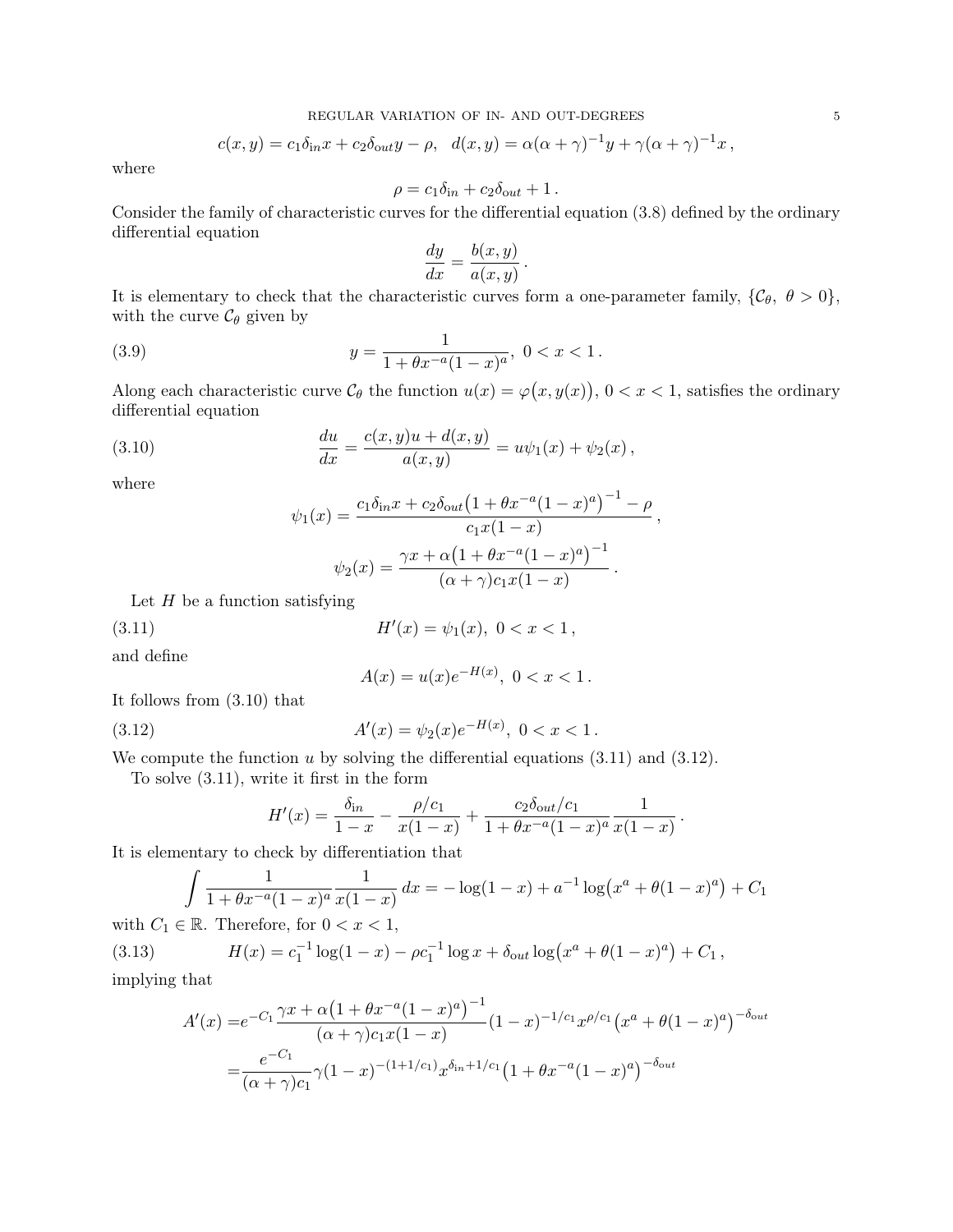$$c(x,y) = c_1\delta_{\rm in}x + c_2\delta_{out}y - \rho, \quad d(x,y) = \alpha(\alpha+\gamma)^{-1}y + \gamma(\alpha+\gamma)^{-1}x\,,$$

where

$$\rho = c_1\delta_{\rm in} + c_2\delta_{out} + 1\,.$$

Consider the family of characteristic curves for the differential equation (3.8) defined by the ordinary differential equation

$$\frac{dy}{dx} = \frac{b(x,y)}{a(x,y)}\,.$$

It is elementary to check that the characteristic curves form a one-parameter family, $\{\mathcal{C}_\theta,\ \theta > 0\}$, with the curve $\mathcal{C}_\theta$ given by

$$y = \frac{1}{1+\theta x^{-a}(1-x)^a},\ 0 < x < 1\,. \tag{3.9}$$

Along each characteristic curve $\mathcal{C}_\theta$ the function $u(x) = \varphi\big(x, y(x)\big)$, $0 < x < 1$, satisfies the ordinary differential equation

$$\frac{du}{dx} = \frac{c(x,y)u + d(x,y)}{a(x,y)} = u\psi_1(x) + \psi_2(x)\,, \tag{3.10}$$

where

$$\psi_1(x) = \frac{c_1\delta_{\rm in}x + c_2\delta_{\rm out}\big(1+\theta x^{-a}(1-x)^a\big)^{-1} - \rho}{c_1x(1-x)}\,,$$

$$\psi_2(x) = \frac{\gamma x + \alpha\big(1+\theta x^{-a}(1-x)^a\big)^{-1}}{(\alpha+\gamma)c_1x(1-x)}\,.$$

Let $H$ be a function satisfying

$$H'(x) = \psi_1(x),\ 0 < x < 1\,, \tag{3.11}$$

and define

$$A(x) = u(x)e^{-H(x)},\ 0 < x < 1\,.$$

It follows from (3.10) that

$$A'(x) = \psi_2(x)e^{-H(x)},\ 0 < x < 1\,. \tag{3.12}$$

We compute the function $u$ by solving the differential equations (3.11) and (3.12).

To solve (3.11), write it first in the form

$$H'(x) = \frac{\delta_{\rm in}}{1-x} - \frac{\rho/c_1}{x(1-x)} + \frac{c_2\delta_{\rm out}/c_1}{1+\theta x^{-a}(1-x)^a}\frac{1}{x(1-x)}\,.$$

It is elementary to check by differentiation that

$$\int \frac{1}{1+\theta x^{-a}(1-x)^a}\frac{1}{x(1-x)}\,dx = -\log(1-x) + a^{-1}\log\big(x^a + \theta(1-x)^a\big) + C_1$$

with $C_1 \in \mathbb{R}$. Therefore, for $0 < x < 1$,

$$H(x) = c_1^{-1}\log(1-x) - \rho c_1^{-1}\log x + \delta_{\rm out}\log\big(x^a + \theta(1-x)^a\big) + C_1\,, \tag{3.13}$$

implying that

$$\begin{aligned}
A'(x) =& e^{-C_1}\frac{\gamma x + \alpha\big(1+\theta x^{-a}(1-x)^a\big)^{-1}}{(\alpha+\gamma)c_1x(1-x)}(1-x)^{-1/c_1}x^{\rho/c_1}\big(x^a+\theta(1-x)^a\big)^{-\delta_{\rm out}}\\
=& \frac{e^{-C_1}}{(\alpha+\gamma)c_1}\gamma(1-x)^{-(1+1/c_1)}x^{\delta_{\rm in}+1/c_1}\big(1+\theta x^{-a}(1-x)^a\big)^{-\delta_{\rm out}}
\end{aligned}$$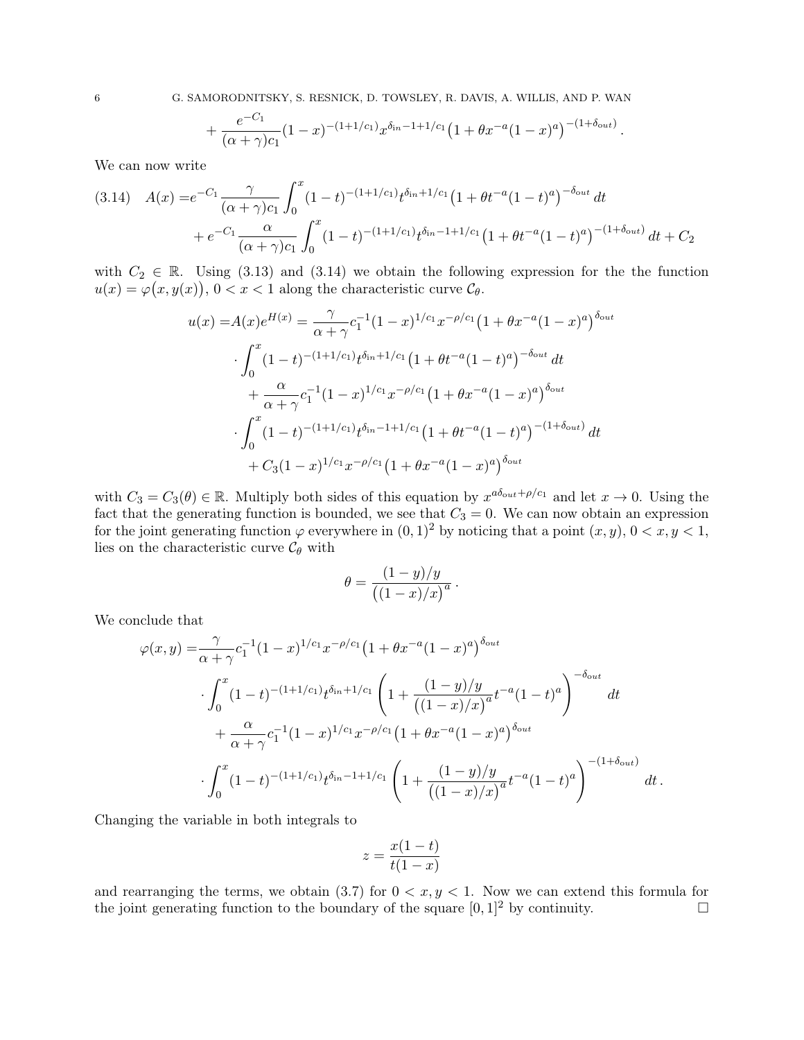$$
+ \frac{e^{-C_1}}{(\alpha+\gamma)c_1}(1-x)^{-(1+1/c_1)}x^{\delta_{\rm in}-1+1/c_1}\big(1+\theta x^{-a}(1-x)^a\big)^{-(1+\delta_{\rm out})}.
$$

We can now write

$$
\begin{aligned}
(3.14)\quad A(x) =& e^{-C_1}\frac{\gamma}{(\alpha+\gamma)c_1}\int_0^x (1-t)^{-(1+1/c_1)}t^{\delta_{\rm in}+1/c_1}\big(1+\theta t^{-a}(1-t)^a\big)^{-\delta_{\rm out}}\,dt \\
&+ e^{-C_1}\frac{\alpha}{(\alpha+\gamma)c_1}\int_0^x (1-t)^{-(1+1/c_1)}t^{\delta_{\rm in}-1+1/c_1}\big(1+\theta t^{-a}(1-t)^a\big)^{-(1+\delta_{\rm out})}\,dt + C_2
\end{aligned}
$$

with $C_2 \in \mathbb{R}$. Using (3.13) and (3.14) we obtain the following expression for the the function $u(x) = \varphi\big(x, y(x)\big)$, $0 < x < 1$ along the characteristic curve $\mathcal{C}_\theta$.

$$
\begin{aligned}
u(x) =& A(x)e^{H(x)} = \frac{\gamma}{\alpha+\gamma}c_1^{-1}(1-x)^{1/c_1}x^{-\rho/c_1}\big(1+\theta x^{-a}(1-x)^a\big)^{\delta_{\rm out}} \\
&\cdot \int_0^x (1-t)^{-(1+1/c_1)}t^{\delta_{\rm in}+1/c_1}\big(1+\theta t^{-a}(1-t)^a\big)^{-\delta_{\rm out}}\,dt \\
&+ \frac{\alpha}{\alpha+\gamma}c_1^{-1}(1-x)^{1/c_1}x^{-\rho/c_1}\big(1+\theta x^{-a}(1-x)^a\big)^{\delta_{\rm out}} \\
&\cdot \int_0^x (1-t)^{-(1+1/c_1)}t^{\delta_{\rm in}-1+1/c_1}\big(1+\theta t^{-a}(1-t)^a\big)^{-(1+\delta_{\rm out})}\,dt \\
&+ C_3(1-x)^{1/c_1}x^{-\rho/c_1}\big(1+\theta x^{-a}(1-x)^a\big)^{\delta_{\rm out}}
\end{aligned}
$$

with $C_3 = C_3(\theta) \in \mathbb{R}$. Multiply both sides of this equation by $x^{a\delta_{\rm out}+\rho/c_1}$ and let $x \to 0$. Using the fact that the generating function is bounded, we see that $C_3 = 0$. We can now obtain an expression for the joint generating function $\varphi$ everywhere in $(0,1)^2$ by noticing that a point $(x,y)$, $0 < x, y < 1$, lies on the characteristic curve $\mathcal{C}_\theta$ with

$$
\theta = \frac{(1-y)/y}{\big((1-x)/x\big)^a}.
$$

We conclude that

$$
\begin{aligned}
\varphi(x,y) =& \frac{\gamma}{\alpha+\gamma}c_1^{-1}(1-x)^{1/c_1}x^{-\rho/c_1}\big(1+\theta x^{-a}(1-x)^a\big)^{\delta_{\rm out}} \\
&\cdot \int_0^x (1-t)^{-(1+1/c_1)}t^{\delta_{\rm in}+1/c_1}\left(1+\frac{(1-y)/y}{\big((1-x)/x\big)^a}t^{-a}(1-t)^a\right)^{-\delta_{\rm out}}\,dt \\
&+ \frac{\alpha}{\alpha+\gamma}c_1^{-1}(1-x)^{1/c_1}x^{-\rho/c_1}\big(1+\theta x^{-a}(1-x)^a\big)^{\delta_{\rm out}} \\
&\cdot \int_0^x (1-t)^{-(1+1/c_1)}t^{\delta_{\rm in}-1+1/c_1}\left(1+\frac{(1-y)/y}{\big((1-x)/x\big)^a}t^{-a}(1-t)^a\right)^{-(1+\delta_{\rm out})}\,dt.
\end{aligned}
$$

Changing the variable in both integrals to

$$
z = \frac{x(1-t)}{t(1-x)}
$$

and rearranging the terms, we obtain (3.7) for $0 < x, y < 1$. Now we can extend this formula for the joint generating function to the boundary of the square $[0,1]^2$ by continuity. □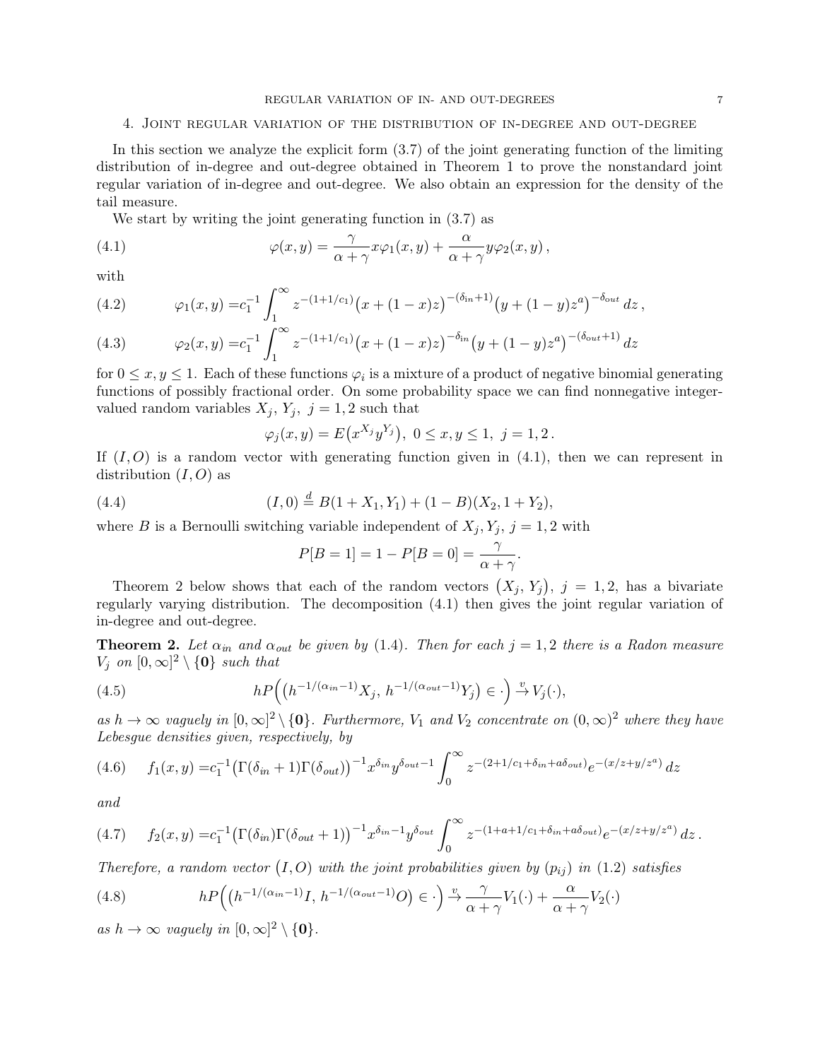## 4. Joint regular variation of the distribution of in-degree and out-degree

In this section we analyze the explicit form (3.7) of the joint generating function of the limiting distribution of in-degree and out-degree obtained in Theorem 1 to prove the nonstandard joint regular variation of in-degree and out-degree. We also obtain an expression for the density of the tail measure.

We start by writing the joint generating function in (3.7) as

$$\varphi(x,y) = \frac{\gamma}{\alpha+\gamma} x\varphi_1(x,y) + \frac{\alpha}{\alpha+\gamma} y\varphi_2(x,y)\,, \tag{4.1}$$

with

$$\varphi_1(x,y) = c_1^{-1}\int_1^\infty z^{-(1+1/c_1)}\big(x+(1-x)z\big)^{-(\delta_{in}+1)}\big(y+(1-y)z^a\big)^{-\delta_{out}}\,dz\,, \tag{4.2}$$

$$\varphi_2(x,y) = c_1^{-1}\int_1^\infty z^{-(1+1/c_1)}\big(x+(1-x)z\big)^{-\delta_{in}}\big(y+(1-y)z^a\big)^{-(\delta_{out}+1)}\,dz \tag{4.3}$$

for $0 \le x,y \le 1$. Each of these functions $\varphi_i$ is a mixture of a product of negative binomial generating functions of possibly fractional order. On some probability space we can find nonnegative integer-valued random variables $X_j,\ Y_j,\ j=1,2$ such that

$$\varphi_j(x,y) = E\big(x^{X_j}y^{Y_j}\big),\ 0\le x,y\le 1,\ j=1,2\,.$$

If $(I,O)$ is a random vector with generating function given in (4.1), then we can represent in distribution $(I,O)$ as

$$(I,0) \stackrel{d}{=} B(1+X_1,Y_1) + (1-B)(X_2,1+Y_2), \tag{4.4}$$

where $B$ is a Bernoulli switching variable independent of $X_j,Y_j,\ j=1,2$ with

$$P[B=1] = 1-P[B=0] = \frac{\gamma}{\alpha+\gamma}.$$

Theorem 2 below shows that each of the random vectors $\big(X_j,\,Y_j\big),\ j=1,2$, has a bivariate regularly varying distribution. The decomposition (4.1) then gives the joint regular variation of in-degree and out-degree.

**Theorem 2.** *Let $\alpha_{in}$ and $\alpha_{out}$ be given by (1.4). Then for each $j=1,2$ there is a Radon measure $V_j$ on $[0,\infty]^2\setminus\{\mathbf{0}\}$ such that*

$$hP\Big(\big(h^{-1/(\alpha_{in}-1)}X_j,\,h^{-1/(\alpha_{out}-1)}Y_j\big)\in\cdot\Big) \xrightarrow{v} V_j(\cdot), \tag{4.5}$$

*as $h\to\infty$ vaguely in $[0,\infty]^2\setminus\{\mathbf{0}\}$. Furthermore, $V_1$ and $V_2$ concentrate on $(0,\infty)^2$ where they have Lebesgue densities given, respectively, by*

$$f_1(x,y) = c_1^{-1}\big(\Gamma(\delta_{in}+1)\Gamma(\delta_{out})\big)^{-1}x^{\delta_{in}}y^{\delta_{out}-1}\int_0^\infty z^{-(2+1/c_1+\delta_{in}+a\delta_{out})}e^{-(x/z+y/z^a)}\,dz \tag{4.6}$$

*and*

$$f_2(x,y) = c_1^{-1}\big(\Gamma(\delta_{in})\Gamma(\delta_{out}+1)\big)^{-1}x^{\delta_{in}-1}y^{\delta_{out}}\int_0^\infty z^{-(1+a+1/c_1+\delta_{in}+a\delta_{out})}e^{-(x/z+y/z^a)}\,dz\,. \tag{4.7}$$

*Therefore, a random vector $\big(I,O\big)$ with the joint probabilities given by $(p_{ij})$ in (1.2) satisfies*

$$hP\Big(\big(h^{-1/(\alpha_{in}-1)}I,\,h^{-1/(\alpha_{out}-1)}O\big)\in\cdot\Big) \xrightarrow{v} \frac{\gamma}{\alpha+\gamma}V_1(\cdot) + \frac{\alpha}{\alpha+\gamma}V_2(\cdot) \tag{4.8}$$

*as $h\to\infty$ vaguely in $[0,\infty]^2\setminus\{\mathbf{0}\}$.*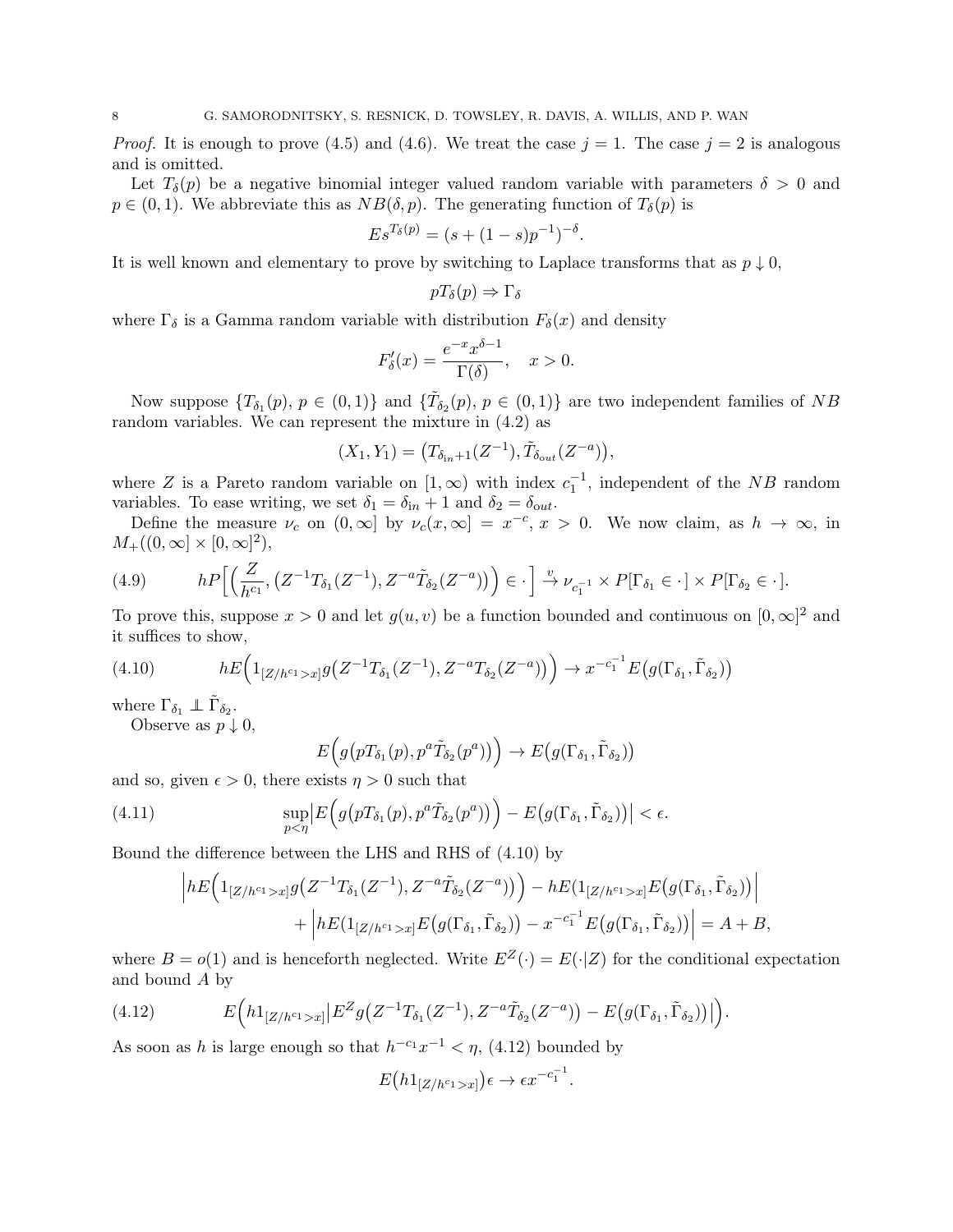*Proof.* It is enough to prove (4.5) and (4.6). We treat the case $j = 1$. The case $j = 2$ is analogous and is omitted.

Let $T_\delta(p)$ be a negative binomial integer valued random variable with parameters $\delta > 0$ and $p \in (0, 1)$. We abbreviate this as $NB(\delta, p)$. The generating function of $T_\delta(p)$ is

$$Es^{T_\delta(p)} = (s + (1 - s)p^{-1})^{-\delta}.$$

It is well known and elementary to prove by switching to Laplace transforms that as $p \downarrow 0$,

$$pT_\delta(p) \Rightarrow \Gamma_\delta$$

where $\Gamma_\delta$ is a Gamma random variable with distribution $F_\delta(x)$ and density

$$F'_\delta(x) = \frac{e^{-x}x^{\delta-1}}{\Gamma(\delta)}, \quad x > 0.$$

Now suppose $\{T_{\delta_1}(p),\ p \in (0, 1)\}$ and $\{\tilde{T}_{\delta_2}(p),\ p \in (0, 1)\}$ are two independent families of $NB$ random variables. We can represent the mixture in (4.2) as

$$(X_1, Y_1) = \big(T_{\delta_{in}+1}(Z^{-1}), \tilde{T}_{\delta_{out}}(Z^{-a})\big),$$

where $Z$ is a Pareto random variable on $[1, \infty)$ with index $c_1^{-1}$, independent of the $NB$ random variables. To ease writing, we set $\delta_1 = \delta_{in} + 1$ and $\delta_2 = \delta_{out}$.

Define the measure $\nu_c$ on $(0, \infty]$ by $\nu_c(x, \infty] = x^{-c}$, $x > 0$. We now claim, as $h \to \infty$, in $M_+((0, \infty] \times [0, \infty]^2)$,

$$hP\Big[\Big(\frac{Z}{h^{c_1}}, \big(Z^{-1}T_{\delta_1}(Z^{-1}), Z^{-a}\tilde{T}_{\delta_2}(Z^{-a})\big)\Big) \in \cdot\,\Big] \xrightarrow{v} \nu_{c_1^{-1}} \times P[\Gamma_{\delta_1} \in \cdot\,] \times P[\Gamma_{\delta_2} \in \cdot\,]. \tag{4.9}$$

To prove this, suppose $x > 0$ and let $g(u, v)$ be a function bounded and continuous on $[0, \infty]^2$ and it suffices to show,

$$hE\Big(1_{[Z/h^{c_1} > x]}g\big(Z^{-1}T_{\delta_1}(Z^{-1}), Z^{-a}T_{\delta_2}(Z^{-a})\big)\Big) \to x^{-c_1^{-1}}E\big(g(\Gamma_{\delta_1}, \tilde{\Gamma}_{\delta_2})\big) \tag{4.10}$$

where $\Gamma_{\delta_1} \perp\!\!\!\perp \tilde{\Gamma}_{\delta_2}$.

Observe as $p \downarrow 0$,

$$E\Big(g\big(pT_{\delta_1}(p), p^a\tilde{T}_{\delta_2}(p^a)\big)\Big) \to E\big(g(\Gamma_{\delta_1}, \tilde{\Gamma}_{\delta_2})\big)$$

and so, given $\epsilon > 0$, there exists $\eta > 0$ such that

$$\sup_{p<\eta}\Big|E\Big(g\big(pT_{\delta_1}(p), p^a\tilde{T}_{\delta_2}(p^a)\big)\Big) - E\big(g(\Gamma_{\delta_1}, \tilde{\Gamma}_{\delta_2})\big)\Big| < \epsilon. \tag{4.11}$$

Bound the difference between the LHS and RHS of (4.10) by

$$\Big|hE\Big(1_{[Z/h^{c_1}>x]}g\big(Z^{-1}T_{\delta_1}(Z^{-1}), Z^{-a}\tilde{T}_{\delta_2}(Z^{-a})\big)\Big) - hE(1_{[Z/h^{c_1}>x]}E\big(g(\Gamma_{\delta_1}, \tilde{\Gamma}_{\delta_2})\big)\Big|$$
$$+ \Big|hE(1_{[Z/h^{c_1}>x]}E\big(g(\Gamma_{\delta_1}, \tilde{\Gamma}_{\delta_2})\big) - x^{-c_1^{-1}}E\big(g(\Gamma_{\delta_1}, \tilde{\Gamma}_{\delta_2})\big)\Big| = A + B,$$

where $B = o(1)$ and is henceforth neglected. Write $E^Z(\cdot) = E(\cdot|Z)$ for the conditional expectation and bound $A$ by

$$E\Big(h1_{[Z/h^{c_1}>x]}\big|E^Z g\big(Z^{-1}T_{\delta_1}(Z^{-1}), Z^{-a}\tilde{T}_{\delta_2}(Z^{-a})\big) - E\big(g(\Gamma_{\delta_1}, \tilde{\Gamma}_{\delta_2})\big)\big|\Big). \tag{4.12}$$

As soon as $h$ is large enough so that $h^{-c_1}x^{-1} < \eta$, (4.12) bounded by

$$E\big(h1_{[Z/h^{c_1}>x]}\big)\epsilon \to \epsilon x^{-c_1^{-1}}.$$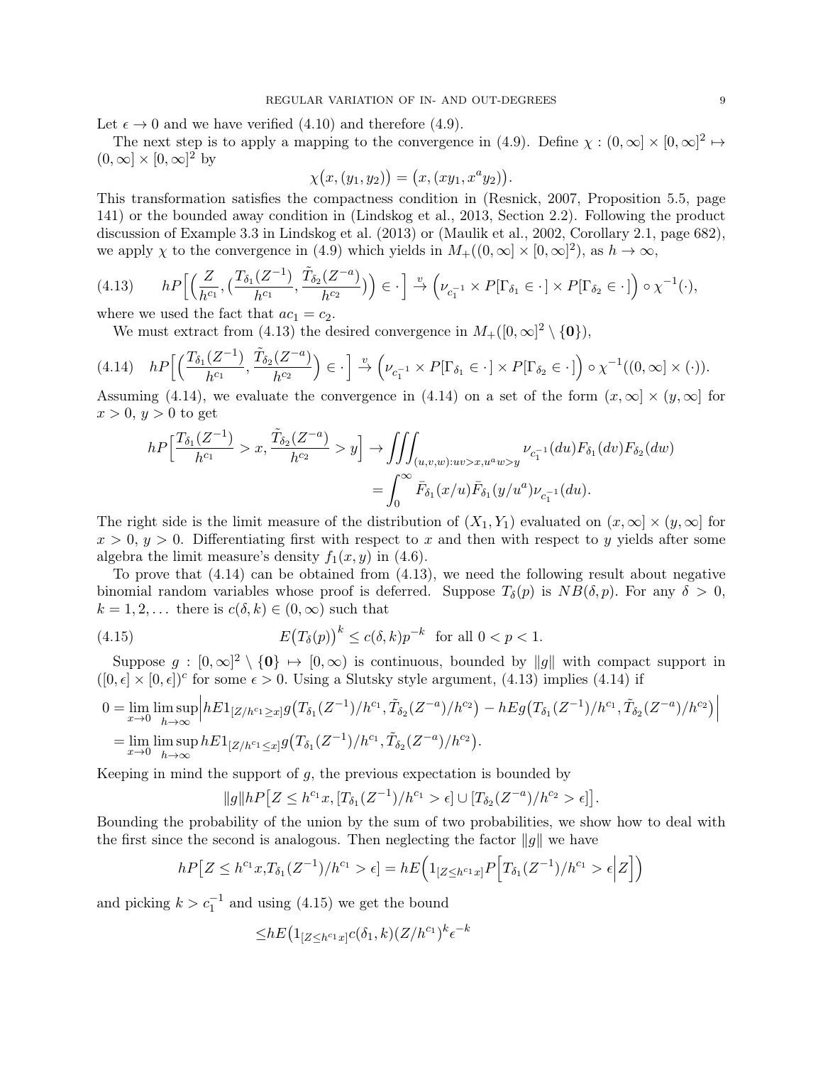Let $\epsilon \to 0$ and we have verified (4.10) and therefore (4.9).

The next step is to apply a mapping to the convergence in (4.9). Define $\chi : (0,\infty] \times [0,\infty]^2 \mapsto (0,\infty] \times [0,\infty]^2$ by

$$\chi\big(x,(y_1,y_2)\big) = \big(x,(xy_1, x^a y_2)\big).$$

This transformation satisfies the compactness condition in (Resnick, 2007, Proposition 5.5, page 141) or the bounded away condition in (Lindskog et al., 2013, Section 2.2). Following the product discussion of Example 3.3 in Lindskog et al. (2013) or (Maulik et al., 2002, Corollary 2.1, page 682), we apply $\chi$ to the convergence in (4.9) which yields in $M_+((0,\infty] \times [0,\infty]^2)$, as $h \to \infty$,

$$hP\Big[\Big(\frac{Z}{h^{c_1}}, \big(\frac{T_{\delta_1}(Z^{-1})}{h^{c_1}}, \frac{\tilde{T}_{\delta_2}(Z^{-a})}{h^{c_2}}\big)\Big) \in \cdot\,\Big] \xrightarrow{v} \Big(\nu_{c_1^{-1}} \times P[\Gamma_{\delta_1} \in \cdot\,] \times P[\Gamma_{\delta_2} \in \cdot\,]\Big) \circ \chi^{-1}(\cdot), \tag{4.13}$$

where we used the fact that $ac_1 = c_2$.

We must extract from (4.13) the desired convergence in $M_+([0,\infty]^2 \setminus \{\mathbf{0}\})$,

$$hP\Big[\Big(\frac{T_{\delta_1}(Z^{-1})}{h^{c_1}}, \frac{\tilde{T}_{\delta_2}(Z^{-a})}{h^{c_2}}\Big) \in \cdot\,\Big] \xrightarrow{v} \Big(\nu_{c_1^{-1}} \times P[\Gamma_{\delta_1} \in \cdot\,] \times P[\Gamma_{\delta_2} \in \cdot\,]\Big) \circ \chi^{-1}((0,\infty] \times (\cdot)). \tag{4.14}$$

Assuming (4.14), we evaluate the convergence in (4.14) on a set of the form $(x,\infty] \times (y,\infty]$ for $x > 0$, $y > 0$ to get

$$\begin{aligned}
hP\Big[\frac{T_{\delta_1}(Z^{-1})}{h^{c_1}} > x, \frac{\tilde{T}_{\delta_2}(Z^{-a})}{h^{c_2}} > y\Big] &\to \iiint_{(u,v,w):uv>x,u^a w>y} \nu_{c_1^{-1}}(du) F_{\delta_1}(dv) F_{\delta_2}(dw) \\
&= \int_0^\infty \bar{F}_{\delta_1}(x/u) \bar{F}_{\delta_1}(y/u^a) \nu_{c_1^{-1}}(du).
\end{aligned}$$

The right side is the limit measure of the distribution of $(X_1, Y_1)$ evaluated on $(x,\infty] \times (y,\infty]$ for $x > 0$, $y > 0$. Differentiating first with respect to $x$ and then with respect to $y$ yields after some algebra the limit measure's density $f_1(x,y)$ in (4.6).

To prove that (4.14) can be obtained from (4.13), we need the following result about negative binomial random variables whose proof is deferred. Suppose $T_\delta(p)$ is $NB(\delta, p)$. For any $\delta > 0$, $k = 1, 2, \dots$ there is $c(\delta, k) \in (0,\infty)$ such that

$$E\big(T_\delta(p)\big)^k \le c(\delta,k) p^{-k} \quad \text{for all } 0 < p < 1. \tag{4.15}$$

Suppose $g : [0,\infty]^2 \setminus \{\mathbf{0}\} \mapsto [0,\infty)$ is continuous, bounded by $\|g\|$ with compact support in $([0,\epsilon] \times [0,\epsilon))^c$ for some $\epsilon > 0$. Using a Slutsky style argument, (4.13) implies (4.14) if

$$\begin{aligned}
0 &= \lim_{x\to 0} \limsup_{h\to\infty} \Big| hE1_{[Z/h^{c_1} \ge x]} g\big(T_{\delta_1}(Z^{-1})/h^{c_1}, \tilde{T}_{\delta_2}(Z^{-a})/h^{c_2}\big) - hEg\big(T_{\delta_1}(Z^{-1})/h^{c_1}, \tilde{T}_{\delta_2}(Z^{-a})/h^{c_2}\big) \Big| \\
&= \lim_{x\to 0} \limsup_{h\to\infty} hE1_{[Z/h^{c_1} \le x]} g\big(T_{\delta_1}(Z^{-1})/h^{c_1}, \tilde{T}_{\delta_2}(Z^{-a})/h^{c_2}\big).
\end{aligned}$$

Keeping in mind the support of $g$, the previous expectation is bounded by

$$\|g\| hP\big[Z \le h^{c_1} x, [T_{\delta_1}(Z^{-1})/h^{c_1} > \epsilon] \cup [T_{\delta_2}(Z^{-a})/h^{c_2} > \epsilon]\big].$$

Bounding the probability of the union by the sum of two probabilities, we show how to deal with the first since the second is analogous. Then neglecting the factor $\|g\|$ we have

$$hP\big[Z \le h^{c_1} x, T_{\delta_1}(Z^{-1})/h^{c_1} > \epsilon\big] = hE\Big(1_{[Z \le h^{c_1} x]} P\Big[T_{\delta_1}(Z^{-1})/h^{c_1} > \epsilon \Big| Z\Big]\Big)$$

and picking $k > c_1^{-1}$ and using (4.15) we get the bound

$$\le hE\big(1_{[Z \le h^{c_1} x]} c(\delta_1, k)(Z/h^{c_1})^k \epsilon^{-k}$$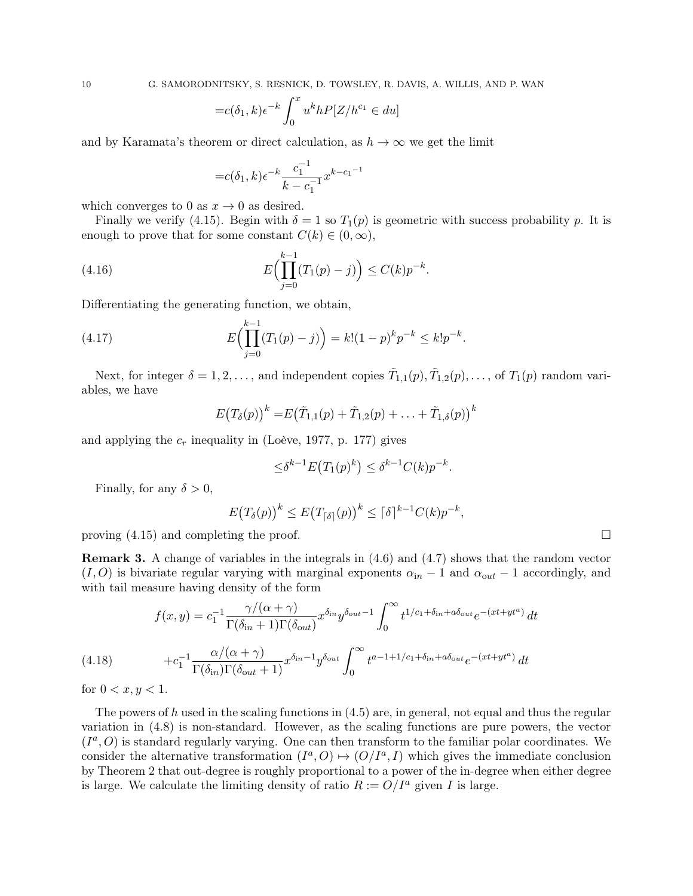$$=c(\delta_1, k)\epsilon^{-k} \int_0^x u^k h P[Z/h^{c_1} \in du]$$

and by Karamata's theorem or direct calculation, as $h \to \infty$ we get the limit

$$=c(\delta_1, k)\epsilon^{-k} \frac{c_1^{-1}}{k - c_1^{-1}} x^{k - c_1{}^{-1}}$$

which converges to 0 as $x \to 0$ as desired.

Finally we verify (4.15). Begin with $\delta = 1$ so $T_1(p)$ is geometric with success probability $p$. It is enough to prove that for some constant $C(k) \in (0, \infty)$,

$$E\Big(\prod_{j=0}^{k-1}(T_1(p) - j)\Big) \le C(k)p^{-k}. \tag{4.16}$$

Differentiating the generating function, we obtain,

$$E\Big(\prod_{j=0}^{k-1}(T_1(p) - j)\Big) = k!(1-p)^k p^{-k} \le k! p^{-k}. \tag{4.17}$$

Next, for integer $\delta = 1, 2, \dots$, and independent copies $\tilde{T}_{1,1}(p), \tilde{T}_{1,2}(p), \dots$, of $T_1(p)$ random variables, we have

$$E\big(T_\delta(p)\big)^k = E\big(\tilde{T}_{1,1}(p) + \tilde{T}_{1,2}(p) + \ldots + \tilde{T}_{1,\delta}(p)\big)^k$$

and applying the $c_r$ inequality in (Loève, 1977, p. 177) gives

$$\le \delta^{k-1} E\big(T_1(p)^k\big) \le \delta^{k-1} C(k) p^{-k}.$$

Finally, for any $\delta > 0$,

$$E\big(T_\delta(p)\big)^k \le E\big(T_{\lceil \delta \rceil}(p)\big)^k \le \lceil \delta \rceil^{k-1} C(k) p^{-k},$$

proving (4.15) and completing the proof. □

**Remark 3.** A change of variables in the integrals in (4.6) and (4.7) shows that the random vector $(I, O)$ is bivariate regular varying with marginal exponents $\alpha_{\text{in}} - 1$ and $\alpha_{out} - 1$ accordingly, and with tail measure having density of the form

$$\begin{aligned} f(x,y) = {} & c_1^{-1} \frac{\gamma/(\alpha+\gamma)}{\Gamma(\delta_{\text{in}}+1)\Gamma(\delta_{\text{out}})} x^{\delta_{\text{in}}} y^{\delta_{\text{out}}-1} \int_0^\infty t^{1/c_1 + \delta_{\text{in}} + a\delta_{\text{out}}} e^{-(xt + yt^a)}\, dt \\ & + c_1^{-1} \frac{\alpha/(\alpha+\gamma)}{\Gamma(\delta_{\text{in}})\Gamma(\delta_{\text{out}}+1)} x^{\delta_{\text{in}}-1} y^{\delta_{\text{out}}} \int_0^\infty t^{a-1+1/c_1 + \delta_{\text{in}} + a\delta_{\text{out}}} e^{-(xt + yt^a)}\, dt \end{aligned} \tag{4.18}$$

for $0 < x, y < 1$.

The powers of $h$ used in the scaling functions in (4.5) are, in general, not equal and thus the regular variation in (4.8) is non-standard. However, as the scaling functions are pure powers, the vector $(I^a, O)$ is standard regularly varying. One can then transform to the familiar polar coordinates. We consider the alternative transformation $(I^a, O) \mapsto (O/I^a, I)$ which gives the immediate conclusion by Theorem 2 that out-degree is roughly proportional to a power of the in-degree when either degree is large. We calculate the limiting density of ratio $R := O/I^a$ given $I$ is large.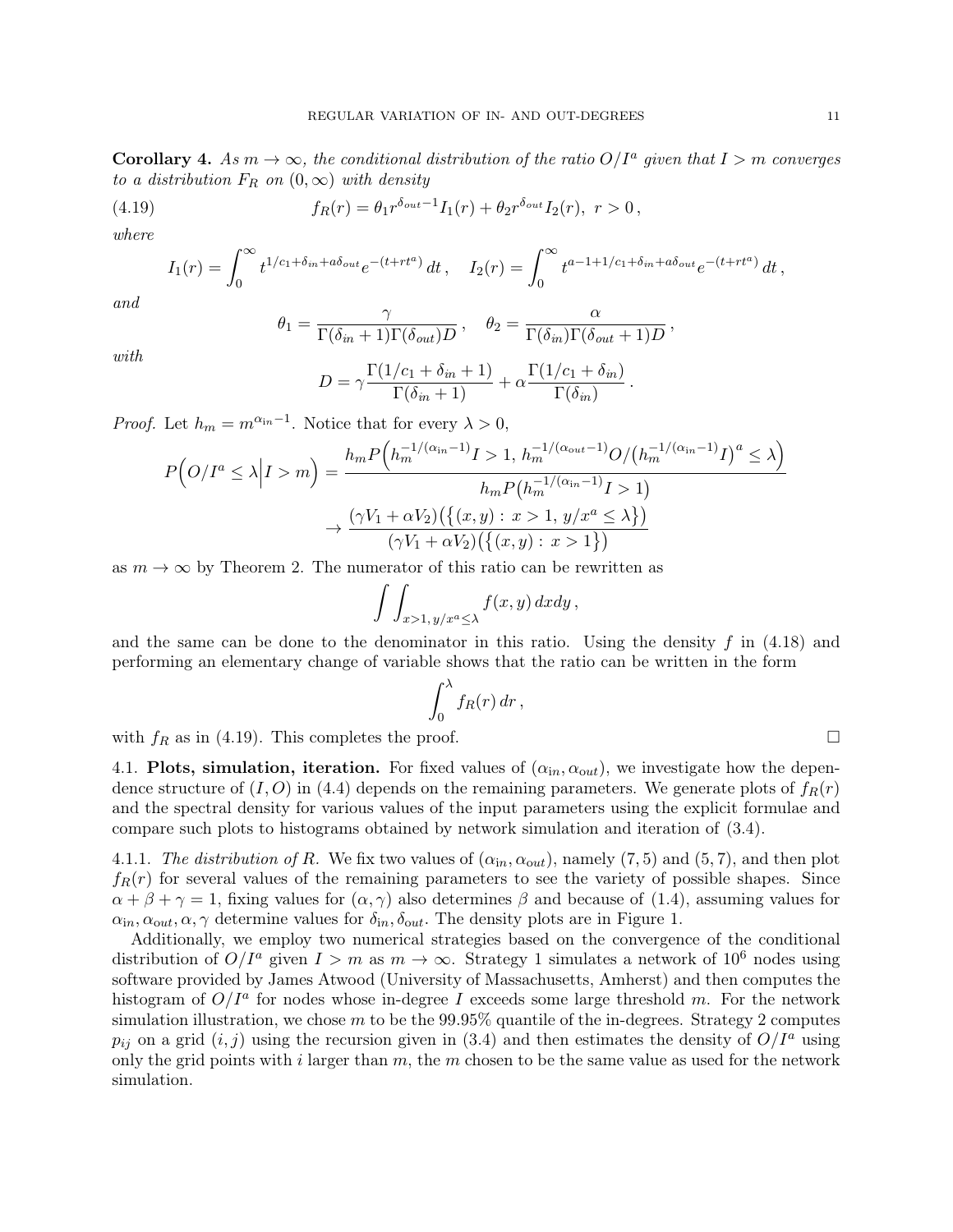**Corollary 4.** *As $m \to \infty$, the conditional distribution of the ratio $O/I^a$ given that $I > m$ converges to a distribution $F_R$ on $(0, \infty)$ with density*

$$f_R(r) = \theta_1 r^{\delta_{out}-1} I_1(r) + \theta_2 r^{\delta_{out}} I_2(r), \ r > 0\,, \tag{4.19}$$

*where*

$$I_1(r) = \int_0^\infty t^{1/c_1+\delta_{in}+a\delta_{out}} e^{-(t+rt^a)}\,dt\,, \quad I_2(r) = \int_0^\infty t^{a-1+1/c_1+\delta_{in}+a\delta_{out}} e^{-(t+rt^a)}\,dt\,,$$

*and*

$$\theta_1 = \frac{\gamma}{\Gamma(\delta_{in}+1)\Gamma(\delta_{out})D}\,, \quad \theta_2 = \frac{\alpha}{\Gamma(\delta_{in})\Gamma(\delta_{out}+1)D}\,,$$

*with*

$$D = \gamma \frac{\Gamma(1/c_1 + \delta_{in} + 1)}{\Gamma(\delta_{in}+1)} + \alpha \frac{\Gamma(1/c_1 + \delta_{in})}{\Gamma(\delta_{in})}\,.$$

*Proof.* Let $h_m = m^{\alpha_{\text{in}}-1}$. Notice that for every $\lambda > 0$,

$$\begin{aligned}
P\Big(O/I^a \le \lambda \Big| I > m\Big) &= \frac{h_m P\Big(h_m^{-1/(\alpha_{\text{in}}-1)} I > 1,\, h_m^{-1/(\alpha_{\text{out}}-1)} O / \big(h_m^{-1/(\alpha_{\text{in}}-1)} I\big)^a \le \lambda\Big)}{h_m P\big(h_m^{-1/(\alpha_{\text{in}}-1)} I > 1\big)} \\
&\to \frac{(\gamma V_1 + \alpha V_2)\big(\{(x,y) : \, x > 1,\, y/x^a \le \lambda\}\big)}{(\gamma V_1 + \alpha V_2)\big(\{(x,y) : \, x > 1\}\big)}
\end{aligned}$$

as $m \to \infty$ by Theorem 2. The numerator of this ratio can be rewritten as

$$\int\int_{x>1,\, y/x^a \le \lambda} f(x,y)\,dxdy\,,$$

and the same can be done to the denominator in this ratio. Using the density $f$ in (4.18) and performing an elementary change of variable shows that the ratio can be written in the form

$$\int_0^\lambda f_R(r)\,dr\,,$$

with $f_R$ as in (4.19). This completes the proof. $\square$

4.1. **Plots, simulation, iteration.** For fixed values of $(\alpha_{\text{in}}, \alpha_{\text{out}})$, we investigate how the dependence structure of $(I, O)$ in (4.4) depends on the remaining parameters. We generate plots of $f_R(r)$ and the spectral density for various values of the input parameters using the explicit formulae and compare such plots to histograms obtained by network simulation and iteration of (3.4).

4.1.1. *The distribution of R.* We fix two values of $(\alpha_{\text{in}}, \alpha_{\text{out}})$, namely $(7, 5)$ and $(5, 7)$, and then plot $f_R(r)$ for several values of the remaining parameters to see the variety of possible shapes. Since $\alpha + \beta + \gamma = 1$, fixing values for $(\alpha, \gamma)$ also determines $\beta$ and because of (1.4), assuming values for $\alpha_{\text{in}}, \alpha_{\text{out}}, \alpha, \gamma$ determine values for $\delta_{\text{in}}, \delta_{\text{out}}$. The density plots are in Figure 1.

Additionally, we employ two numerical strategies based on the convergence of the conditional distribution of $O/I^a$ given $I > m$ as $m \to \infty$. Strategy 1 simulates a network of $10^6$ nodes using software provided by James Atwood (University of Massachusetts, Amherst) and then computes the histogram of $O/I^a$ for nodes whose in-degree $I$ exceeds some large threshold $m$. For the network simulation illustration, we chose $m$ to be the 99.95% quantile of the in-degrees. Strategy 2 computes $p_{ij}$ on a grid $(i, j)$ using the recursion given in (3.4) and then estimates the density of $O/I^a$ using only the grid points with $i$ larger than $m$, the $m$ chosen to be the same value as used for the network simulation.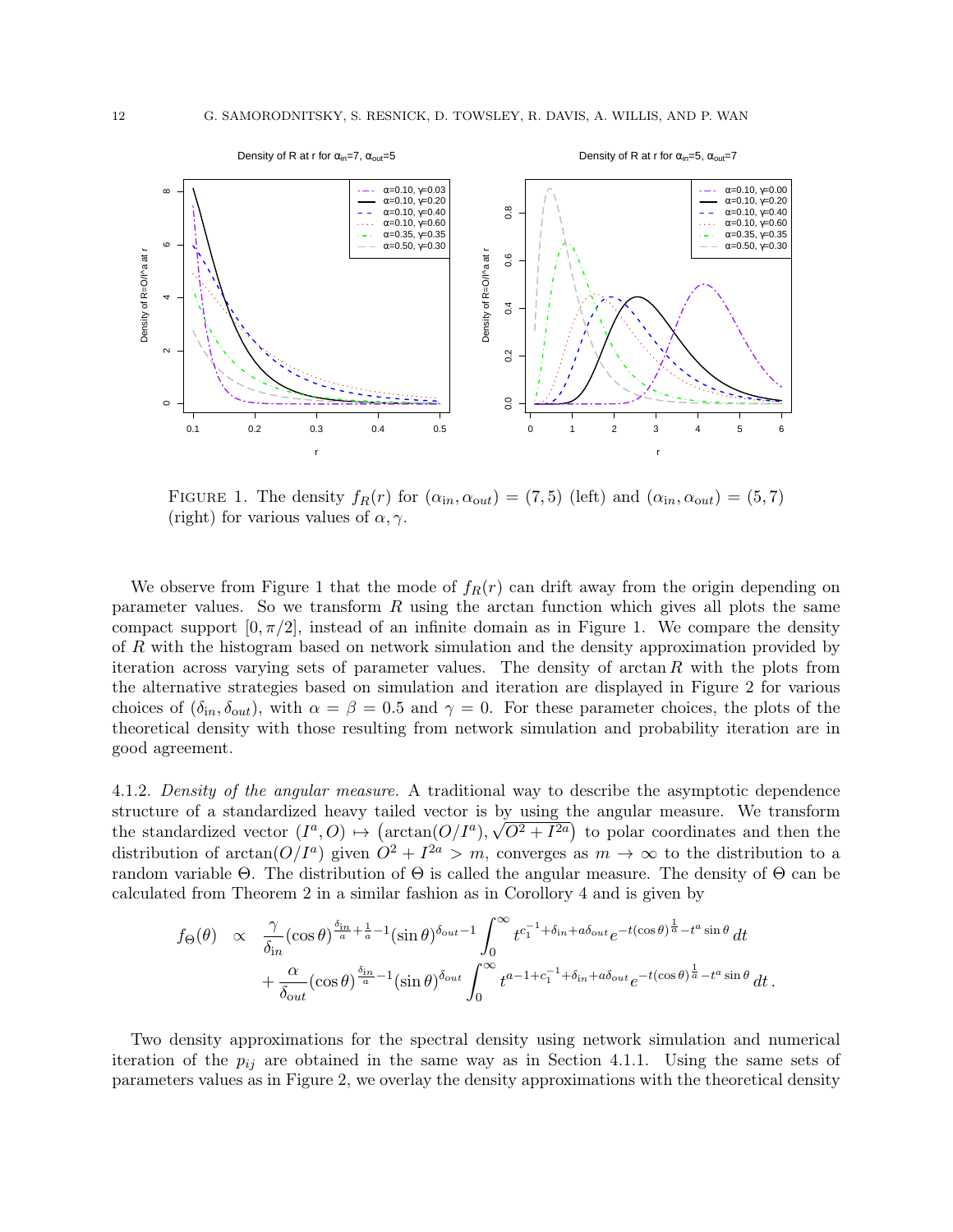Density of R at r for $\alpha_{in}$=7, $\alpha_{out}$=5

Density of R=O/I^a at r

r

α=0.10, γ=0.03
α=0.10, γ=0.20
α=0.10, γ=0.40
α=0.10, γ=0.60
α=0.35, γ=0.35
α=0.50, γ=0.30

Density of R at r for $\alpha_{in}$=5, $\alpha_{out}$=7

Density of R=O/I^a at r

r

α=0.10, γ=0.00
α=0.10, γ=0.20
α=0.10, γ=0.40
α=0.10, γ=0.60
α=0.35, γ=0.35
α=0.50, γ=0.30

FIGURE 1. The density $f_R(r)$ for $(\alpha_{\text{in}}, \alpha_{\text{out}}) = (7, 5)$ (left) and $(\alpha_{\text{in}}, \alpha_{\text{out}}) = (5, 7)$ (right) for various values of $\alpha, \gamma$.

We observe from Figure 1 that the mode of $f_R(r)$ can drift away from the origin depending on parameter values. So we transform $R$ using the arctan function which gives all plots the same compact support $[0, \pi/2]$, instead of an infinite domain as in Figure 1. We compare the density of $R$ with the histogram based on network simulation and the density approximation provided by iteration across varying sets of parameter values. The density of $\arctan R$ with the plots from the alternative strategies based on simulation and iteration are displayed in Figure 2 for various choices of $(\delta_{\text{in}}, \delta_{\text{out}})$, with $\alpha = \beta = 0.5$ and $\gamma = 0$. For these parameter choices, the plots of the theoretical density with those resulting from network simulation and probability iteration are in good agreement.

4.1.2. *Density of the angular measure.* A traditional way to describe the asymptotic dependence structure of a standardized heavy tailed vector is by using the angular measure. We transform the standardized vector $(I^a, O) \mapsto \left(\arctan(O/I^a), \sqrt{O^2 + I^{2a}}\right)$ to polar coordinates and then the distribution of $\arctan(O/I^a)$ given $O^2 + I^{2a} > m$, converges as $m \to \infty$ to the distribution to a random variable $\Theta$. The distribution of $\Theta$ is called the angular measure. The density of $\Theta$ can be calculated from Theorem 2 in a similar fashion as in Corollary 4 and is given by

$$
\begin{aligned}
f_\Theta(\theta) \;\propto\;& \frac{\gamma}{\delta_{\text{in}}}(\cos\theta)^{\frac{\delta_{\text{in}}}{a}+\frac{1}{a}-1}(\sin\theta)^{\delta_{out}-1}\int_0^\infty t^{c_1^{-1}+\delta_{\text{in}}+a\delta_{\text{out}}}e^{-t(\cos\theta)^{\frac{1}{a}}-t^a\sin\theta}\,dt \\
&+\frac{\alpha}{\delta_{\text{out}}}(\cos\theta)^{\frac{\delta_{\text{in}}}{a}-1}(\sin\theta)^{\delta_{\text{out}}}\int_0^\infty t^{a-1+c_1^{-1}+\delta_{\text{in}}+a\delta_{\text{out}}}e^{-t(\cos\theta)^{\frac{1}{a}}-t^a\sin\theta}\,dt\,.
\end{aligned}
$$

Two density approximations for the spectral density using network simulation and numerical iteration of the $p_{ij}$ are obtained in the same way as in Section 4.1.1. Using the same sets of parameters values as in Figure 2, we overlay the density approximations with the theoretical density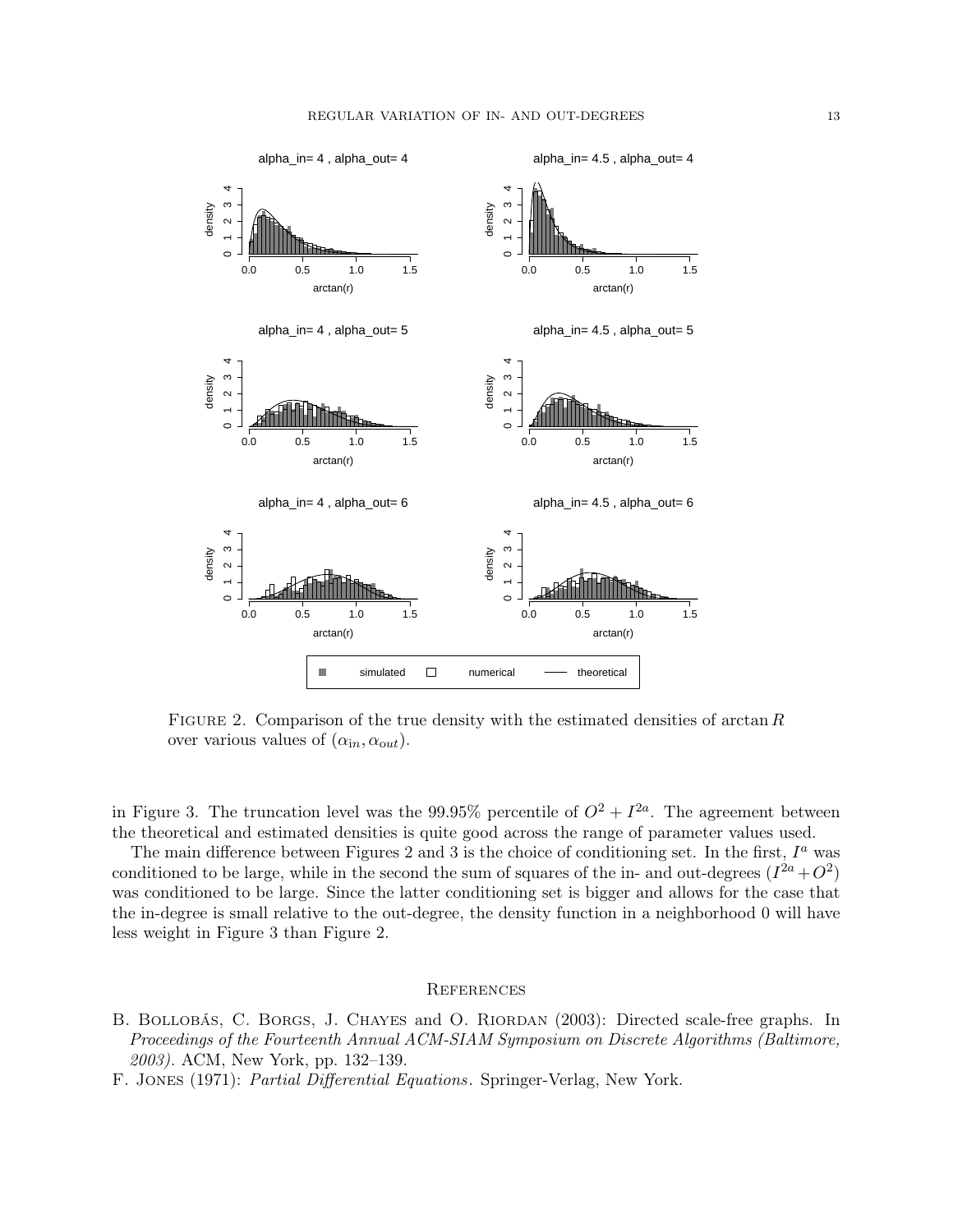alpha_in= 4 , alpha_out= 4

alpha_in= 4.5 , alpha_out= 4

alpha_in= 4 , alpha_out= 5

alpha_in= 4.5 , alpha_out= 5

alpha_in= 4 , alpha_out= 6

alpha_in= 4.5 , alpha_out= 6

density

arctan(r)

0.0 0.5 1.0 1.5

0 1 2 3 4

simulated numerical theoretical

Figure 2. Comparison of the true density with the estimated densities of $\arctan R$ over various values of $(\alpha_{in}, \alpha_{out})$.

in Figure 3. The truncation level was the 99.95% percentile of $O^2 + I^{2a}$. The agreement between the theoretical and estimated densities is quite good across the range of parameter values used.

The main difference between Figures 2 and 3 is the choice of conditioning set. In the first, $I^a$ was conditioned to be large, while in the second the sum of squares of the in- and out-degrees $(I^{2a} + O^2)$ was conditioned to be large. Since the latter conditioning set is bigger and allows for the case that the in-degree is small relative to the out-degree, the density function in a neighborhood 0 will have less weight in Figure 3 than Figure 2.

## References

B. Bollobás, C. Borgs, J. Chayes and O. Riordan (2003): Directed scale-free graphs. In *Proceedings of the Fourteenth Annual ACM-SIAM Symposium on Discrete Algorithms (Baltimore, 2003)*. ACM, New York, pp. 132–139.

F. Jones (1971): *Partial Differential Equations*. Springer-Verlag, New York.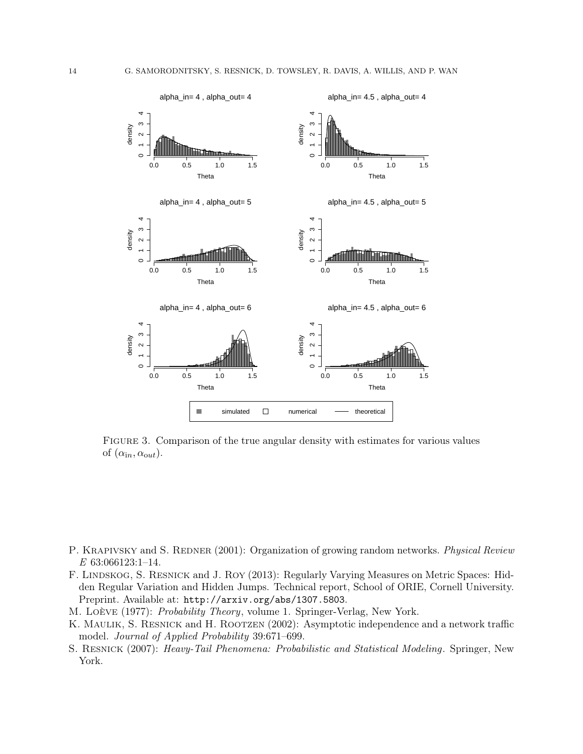alpha_in= 4 , alpha_out= 4

alpha_in= 4.5 , alpha_out= 4

alpha_in= 4 , alpha_out= 5

alpha_in= 4.5 , alpha_out= 5

alpha_in= 4 , alpha_out= 6

alpha_in= 4.5 , alpha_out= 6

density

Theta

0 1 2 3 4

0.0 0.5 1.0 1.5

simulated numerical theoretical

Figure 3. Comparison of the true angular density with estimates for various values of $(\alpha_{\text{in}}, \alpha_{out})$.

P. Krapivsky and S. Redner (2001): Organization of growing random networks. *Physical Review E* 63:066123:1–14.

F. Lindskog, S. Resnick and J. Roy (2013): Regularly Varying Measures on Metric Spaces: Hidden Regular Variation and Hidden Jumps. Technical report, School of ORIE, Cornell University. Preprint. Available at: http://arxiv.org/abs/1307.5803.

M. Loève (1977): *Probability Theory*, volume 1. Springer-Verlag, New York.

K. Maulik, S. Resnick and H. Rootzen (2002): Asymptotic independence and a network traffic model. *Journal of Applied Probability* 39:671–699.

S. Resnick (2007): *Heavy-Tail Phenomena: Probabilistic and Statistical Modeling*. Springer, New York.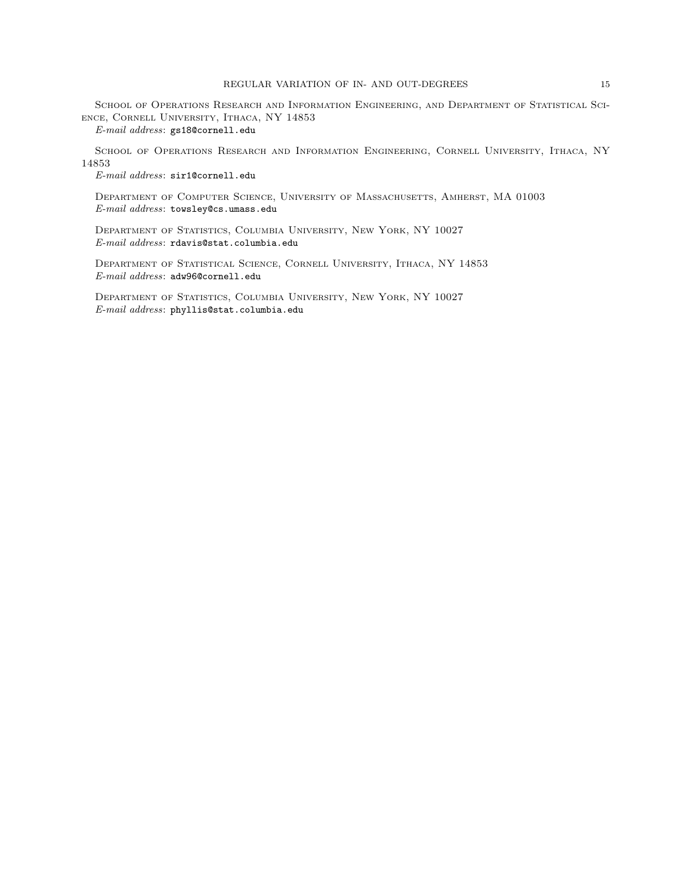School of Operations Research and Information Engineering, and Department of Statistical Science, Cornell University, Ithaca, NY 14853
*E-mail address*: gs18@cornell.edu

School of Operations Research and Information Engineering, Cornell University, Ithaca, NY 14853
*E-mail address*: sir1@cornell.edu

Department of Computer Science, University of Massachusetts, Amherst, MA 01003
*E-mail address*: towsley@cs.umass.edu

Department of Statistics, Columbia University, New York, NY 10027
*E-mail address*: rdavis@stat.columbia.edu

Department of Statistical Science, Cornell University, Ithaca, NY 14853
*E-mail address*: adw96@cornell.edu

Department of Statistics, Columbia University, New York, NY 10027
*E-mail address*: phyllis@stat.columbia.edu